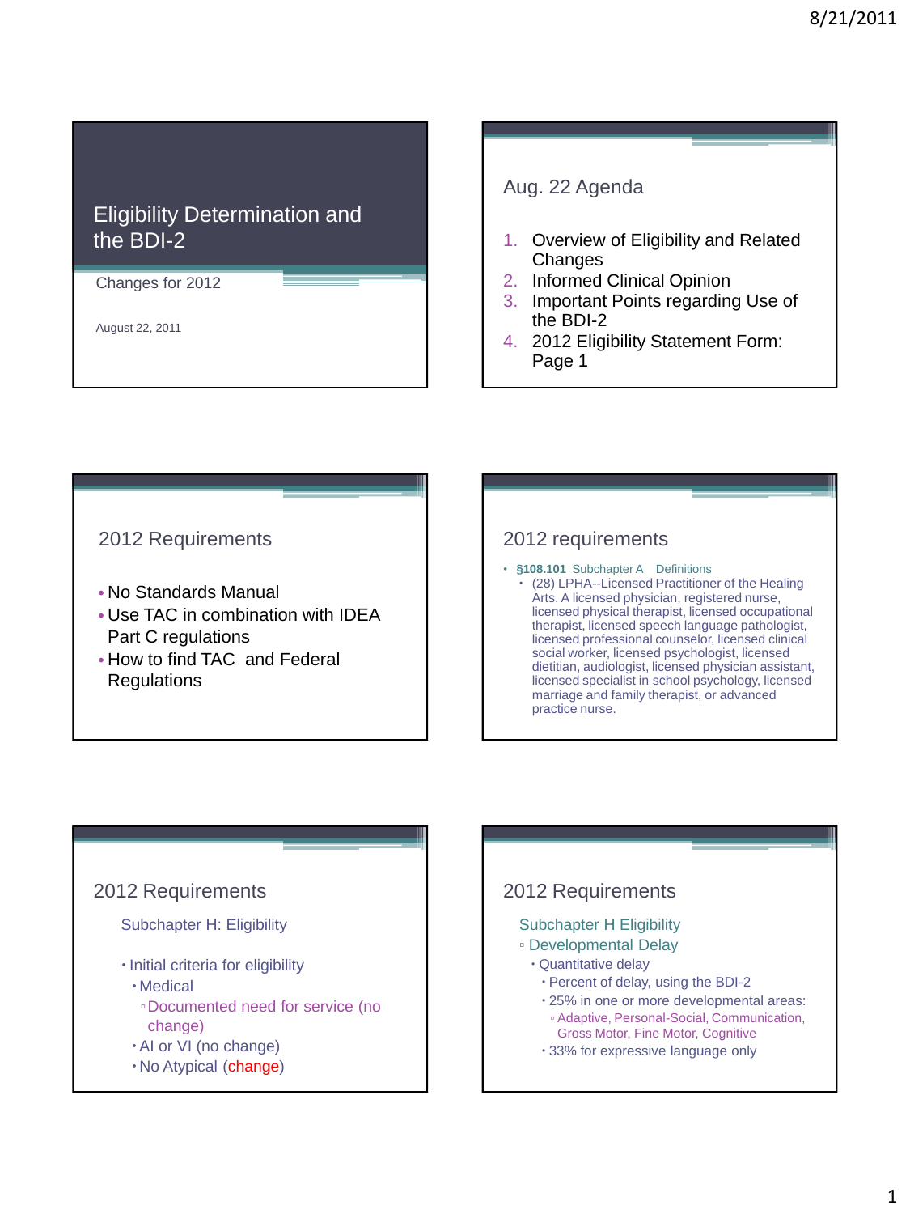# Eligibility Determination and the BDI-2

Changes for 2012

August 22, 2011

## Aug. 22 Agenda

1. Overview of Eligibility and Related Changes
2. Informed Clinical Opinion
3. Important Points regarding Use of the BDI-2
4. 2012 Eligibility Statement Form: Page 1

## 2012 Requirements

- No Standards Manual
- Use TAC in combination with IDEA Part C regulations
- How to find TAC and Federal Regulations

## 2012 requirements

- **§108.101** Subchapter A Definitions
  - (28) LPHA--Licensed Practitioner of the Healing Arts. A licensed physician, registered nurse, licensed physical therapist, licensed occupational therapist, licensed speech language pathologist, licensed professional counselor, licensed clinical social worker, licensed psychologist, licensed dietitian, audiologist, licensed physician assistant, licensed specialist in school psychology, licensed marriage and family therapist, or advanced practice nurse.

## 2012 Requirements

Subchapter H: Eligibility

- Initial criteria for eligibility
  - Medical
    - Documented need for service (no change)
  - AI or VI (no change)
  - No Atypical (change)

## 2012 Requirements

Subchapter H Eligibility

- Developmental Delay
  - Quantitative delay
    - Percent of delay, using the BDI-2
    - 25% in one or more developmental areas:
      - Adaptive, Personal-Social, Communication, Gross Motor, Fine Motor, Cognitive
    - 33% for expressive language only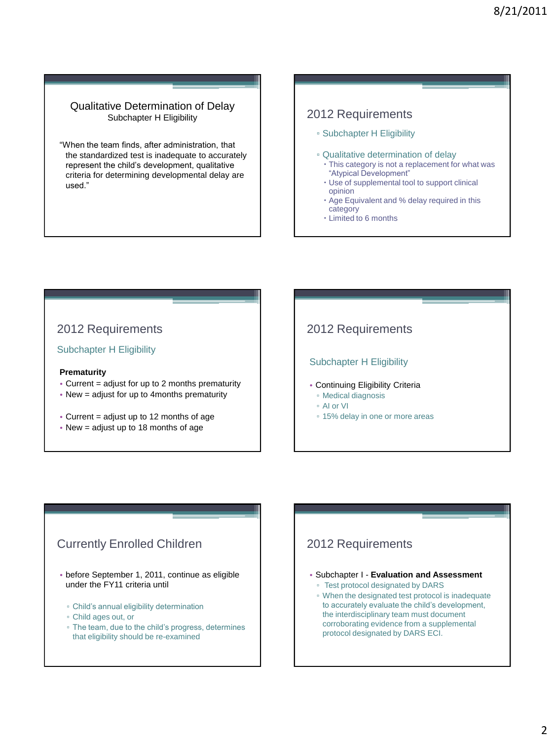## Qualitative Determination of Delay

Subchapter H Eligibility

"When the team finds, after administration, that the standardized test is inadequate to accurately represent the child's development, qualitative criteria for determining developmental delay are used."

## 2012 Requirements

- Subchapter H Eligibility
- Qualitative determination of delay
  - This category is not a replacement for what was "Atypical Development"
  - Use of supplemental tool to support clinical opinion
  - Age Equivalent and % delay required in this category
  - Limited to 6 months

## 2012 Requirements

### Subchapter H Eligibility

**Prematurity**

- Current = adjust for up to 2 months prematurity
- New = adjust for up to 4months prematurity
- Current = adjust up to 12 months of age
- New = adjust up to 18 months of age

## 2012 Requirements

### Subchapter H Eligibility

- Continuing Eligibility Criteria
  - Medical diagnosis
  - AI or VI
  - 15% delay in one or more areas

## Currently Enrolled Children

- before September 1, 2011, continue as eligible under the FY11 criteria until
  - Child's annual eligibility determination
  - Child ages out, or
  - The team, due to the child's progress, determines that eligibility should be re-examined

## 2012 Requirements

- Subchapter I - **Evaluation and Assessment**
  - Test protocol designated by DARS
  - When the designated test protocol is inadequate to accurately evaluate the child's development, the interdisciplinary team must document corroborating evidence from a supplemental protocol designated by DARS ECI.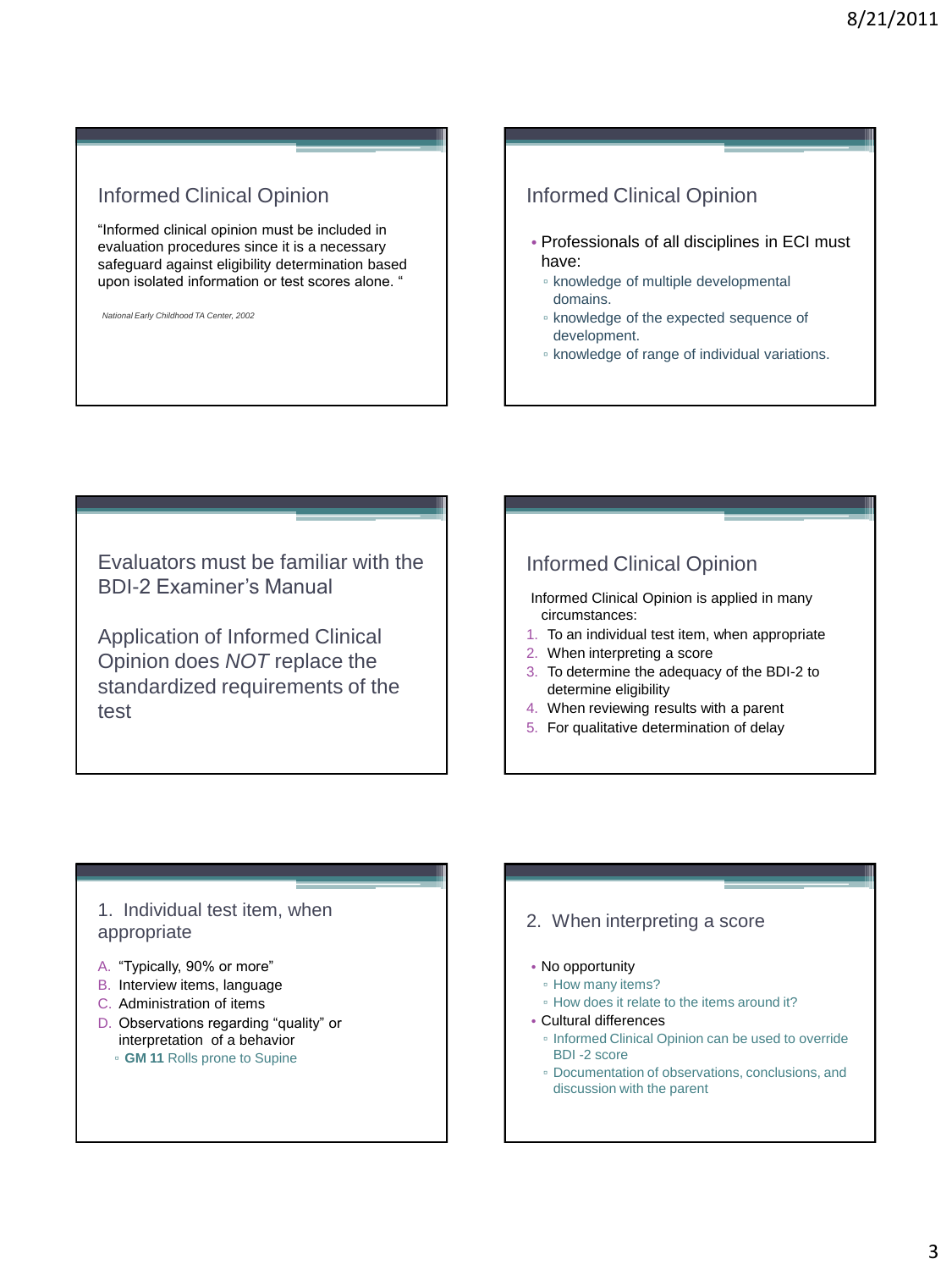## Informed Clinical Opinion

"Informed clinical opinion must be included in evaluation procedures since it is a necessary safeguard against eligibility determination based upon isolated information or test scores alone. "

*National Early Childhood TA Center, 2002*

## Informed Clinical Opinion

- Professionals of all disciplines in ECI must have:
  - knowledge of multiple developmental domains.
  - knowledge of the expected sequence of development.
  - knowledge of range of individual variations.

## Evaluators must be familiar with the BDI-2 Examiner's Manual

## Application of Informed Clinical Opinion does *NOT* replace the standardized requirements of the test

## Informed Clinical Opinion

Informed Clinical Opinion is applied in many circumstances:

1. To an individual test item, when appropriate
2. When interpreting a score
3. To determine the adequacy of the BDI-2 to determine eligibility
4. When reviewing results with a parent
5. For qualitative determination of delay

## 1. Individual test item, when appropriate

A. "Typically, 90% or more"
B. Interview items, language
C. Administration of items
D. Observations regarding "quality" or interpretation of a behavior
   - **GM 11** Rolls prone to Supine

## 2. When interpreting a score

- No opportunity
  - How many items?
  - How does it relate to the items around it?
- Cultural differences
  - Informed Clinical Opinion can be used to override BDI -2 score
  - Documentation of observations, conclusions, and discussion with the parent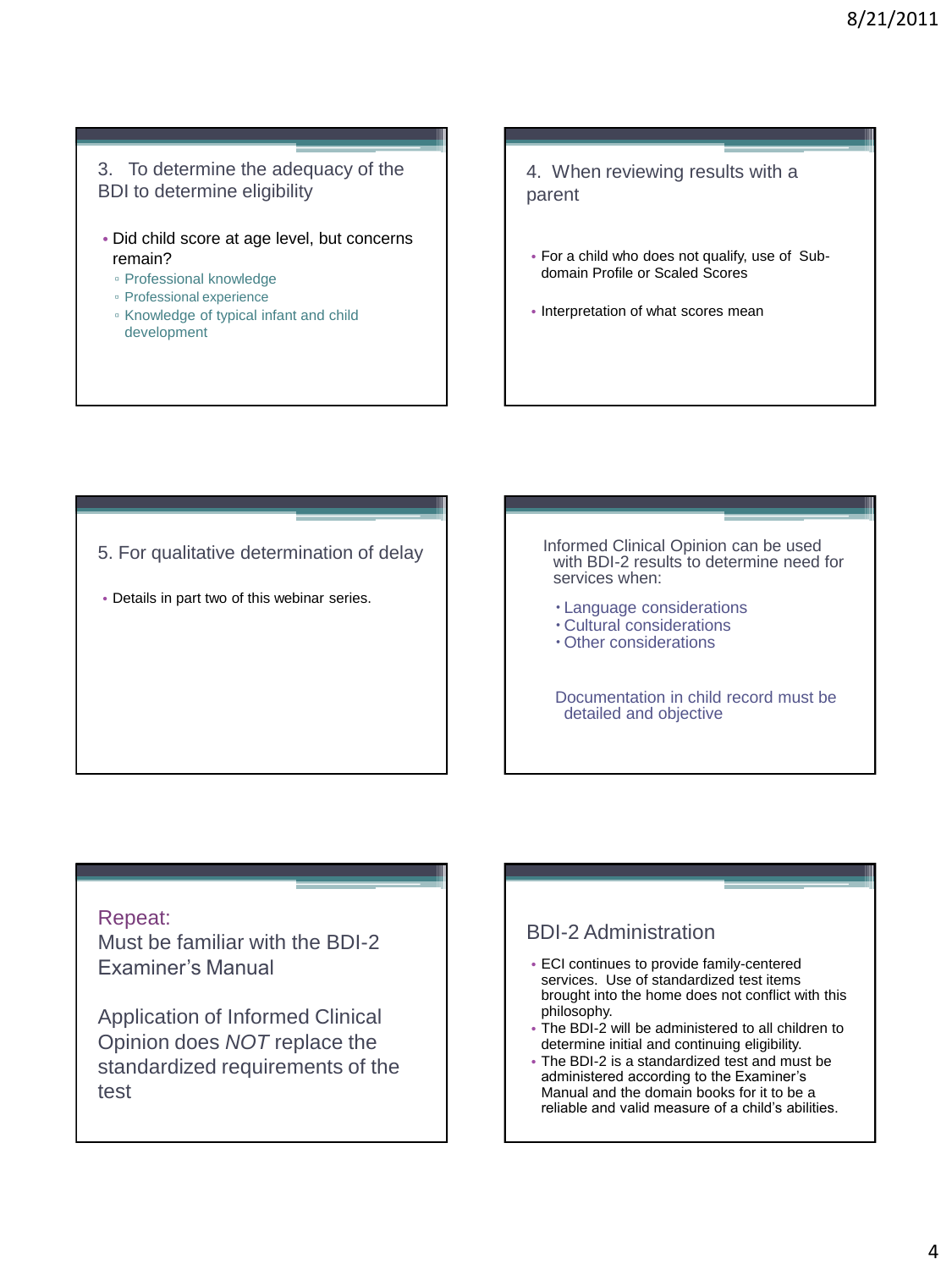## 3. To determine the adequacy of the BDI to determine eligibility

- Did child score at age level, but concerns remain?
  - Professional knowledge
  - Professional experience
  - Knowledge of typical infant and child development

## 4. When reviewing results with a parent

- For a child who does not qualify, use of Sub-domain Profile or Scaled Scores
- Interpretation of what scores mean

## 5. For qualitative determination of delay

- Details in part two of this webinar series.

Informed Clinical Opinion can be used with BDI-2 results to determine need for services when:

- Language considerations
- Cultural considerations
- Other considerations

Documentation in child record must be detailed and objective

Repeat:
Must be familiar with the BDI-2 Examiner's Manual

Application of Informed Clinical Opinion does *NOT* replace the standardized requirements of the test

## BDI-2 Administration

- ECI continues to provide family-centered services. Use of standardized test items brought into the home does not conflict with this philosophy.
- The BDI-2 will be administered to all children to determine initial and continuing eligibility.
- The BDI-2 is a standardized test and must be administered according to the Examiner's Manual and the domain books for it to be a reliable and valid measure of a child's abilities.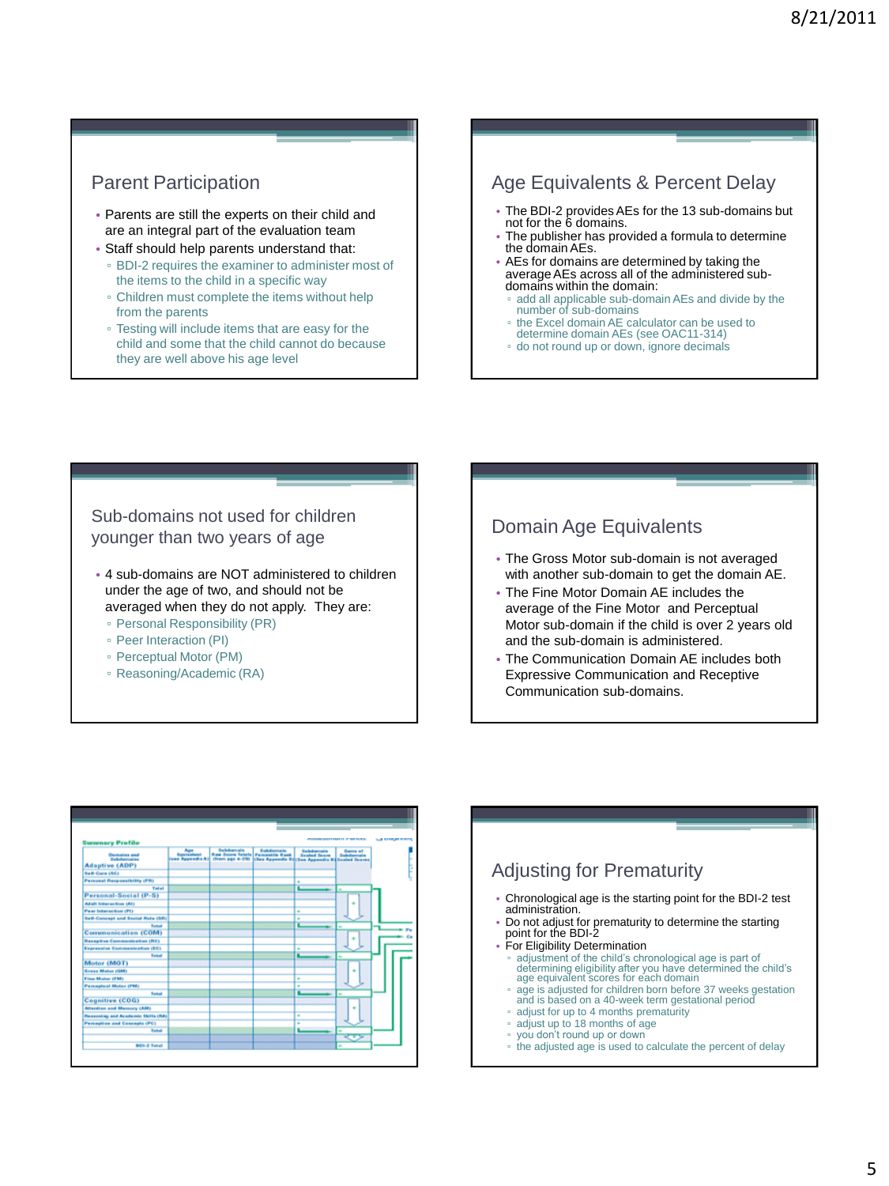## Parent Participation

- Parents are still the experts on their child and are an integral part of the evaluation team
- Staff should help parents understand that:
  - BDI-2 requires the examiner to administer most of the items to the child in a specific way
  - Children must complete the items without help from the parents
  - Testing will include items that are easy for the child and some that the child cannot do because they are well above his age level

## Age Equivalents & Percent Delay

- The BDI-2 provides AEs for the 13 sub-domains but not for the 6 domains.
- The publisher has provided a formula to determine the domain AEs.
- AEs for domains are determined by taking the average AEs across all of the administered sub-domains within the domain:
  - add all applicable sub-domain AEs and divide by the number of sub-domains
  - the Excel domain AE calculator can be used to determine domain AEs (see OAC11-314)
  - do not round up or down, ignore decimals

## Sub-domains not used for children younger than two years of age

- 4 sub-domains are NOT administered to children under the age of two, and should not be averaged when they do not apply. They are:
  - Personal Responsibility (PR)
  - Peer Interaction (PI)
  - Perceptual Motor (PM)
  - Reasoning/Academic (RA)

## Domain Age Equivalents

- The Gross Motor sub-domain is not averaged with another sub-domain to get the domain AE.
- The Fine Motor Domain AE includes the average of the Fine Motor and Perceptual Motor sub-domain if the child is over 2 years old and the sub-domain is administered.
- The Communication Domain AE includes both Expressive Communication and Receptive Communication sub-domains.

## Summary Profile

| Domains and Subdomains | Age Equivalent (see Appendix A) | Subdomain Raw Score Totals (from pgs 4-29) | Subdomain Percentile Rank (See Appendix B) | Subdomain Scaled Score (See Appendix B) | Sums of Subdomain Scaled Scores |
|---|---|---|---|---|---|
| **Adaptive (ADP)** | | | | | |
| Self-Care (SC) | | | | | |
| Personal Responsibility (PR) | | | | | |
| Total | | | | | |
| **Personal-Social (P-S)** | | | | | |
| Adult Interaction (AI) | | | | | |
| Peer Interaction (PI) | | | | | |
| Self-Concept and Social Role (SR) | | | | | |
| Total | | | | | |
| **Communication (COM)** | | | | | |
| Receptive Communication (RC) | | | | | |
| Expressive Communication (EC) | | | | | |
| Total | | | | | |
| **Motor (MOT)** | | | | | |
| Gross Motor (GM) | | | | | |
| Fine Motor (FM) | | | | | |
| Perceptual Motor (PM) | | | | | |
| Total | | | | | |
| **Cognitive (COG)** | | | | | |
| Attention and Memory (AM) | | | | | |
| Reasoning and Academic Skills (RA) | | | | | |
| Perception and Concepts (PC) | | | | | |
| Total | | | | | |
| BDI-2 Total | | | | | |

## Adjusting for Prematurity

- Chronological age is the starting point for the BDI-2 test administration.
- Do not adjust for prematurity to determine the starting point for the BDI-2
- For Eligibility Determination
  - adjustment of the child's chronological age is part of determining eligibility after you have determined the child's age equivalent scores for each domain
  - age is adjusted for children born before 37 weeks gestation and is based on a 40-week term gestational period
  - adjust for up to 4 months prematurity
  - adjust up to 18 months of age
  - you don't round up or down
  - the adjusted age is used to calculate the percent of delay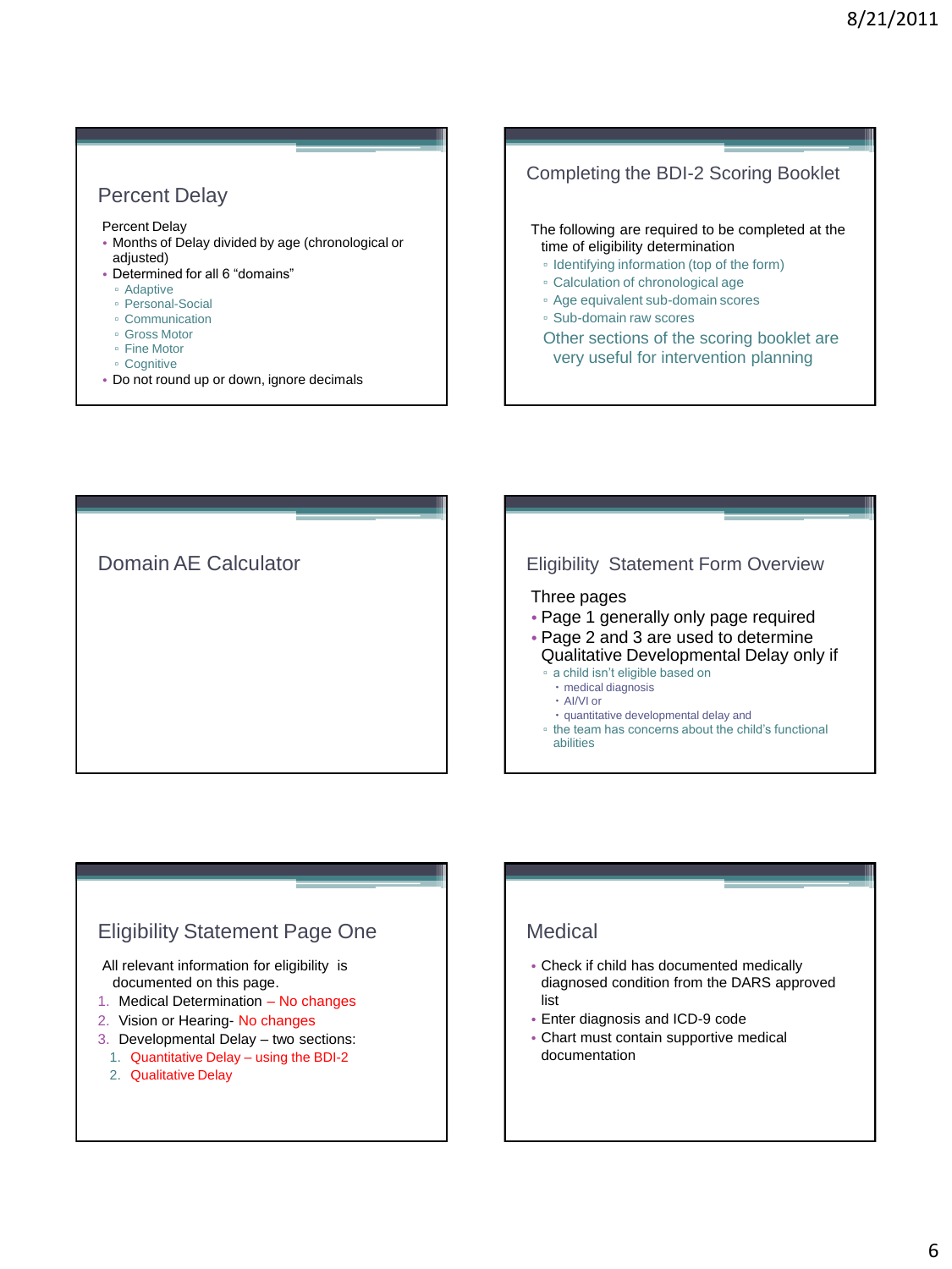## Percent Delay

Percent Delay

- Months of Delay divided by age (chronological or adjusted)
- Determined for all 6 "domains"
  - Adaptive
  - Personal-Social
  - Communication
  - Gross Motor
  - Fine Motor
  - Cognitive
- Do not round up or down, ignore decimals

## Completing the BDI-2 Scoring Booklet

The following are required to be completed at the time of eligibility determination

- Identifying information (top of the form)
- Calculation of chronological age
- Age equivalent sub-domain scores
- Sub-domain raw scores

Other sections of the scoring booklet are very useful for intervention planning

## Domain AE Calculator

## Eligibility Statement Form Overview

Three pages

- Page 1 generally only page required
- Page 2 and 3 are used to determine Qualitative Developmental Delay only if
  - a child isn't eligible based on
    - medical diagnosis
    - AI/VI or
    - quantitative developmental delay and
  - the team has concerns about the child's functional abilities

## Eligibility Statement Page One

All relevant information for eligibility is documented on this page.

1. Medical Determination – No changes
2. Vision or Hearing- No changes
3. Developmental Delay – two sections:
   1. Quantitative Delay – using the BDI-2
   2. Qualitative Delay

## Medical

- Check if child has documented medically diagnosed condition from the DARS approved list
- Enter diagnosis and ICD-9 code
- Chart must contain supportive medical documentation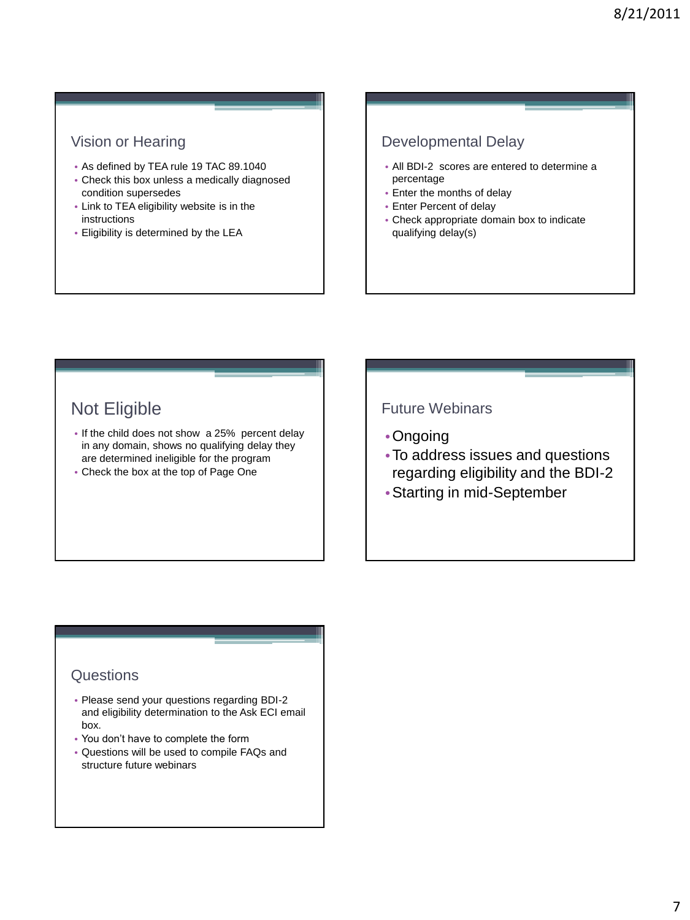## Vision or Hearing

- As defined by TEA rule 19 TAC 89.1040
- Check this box unless a medically diagnosed condition supersedes
- Link to TEA eligibility website is in the instructions
- Eligibility is determined by the LEA

## Developmental Delay

- All BDI-2 scores are entered to determine a percentage
- Enter the months of delay
- Enter Percent of delay
- Check appropriate domain box to indicate qualifying delay(s)

## Not Eligible

- If the child does not show a 25% percent delay in any domain, shows no qualifying delay they are determined ineligible for the program
- Check the box at the top of Page One

## Future Webinars

- Ongoing
- To address issues and questions regarding eligibility and the BDI-2
- Starting in mid-September

## Questions

- Please send your questions regarding BDI-2 and eligibility determination to the Ask ECI email box.
- You don't have to complete the form
- Questions will be used to compile FAQs and structure future webinars